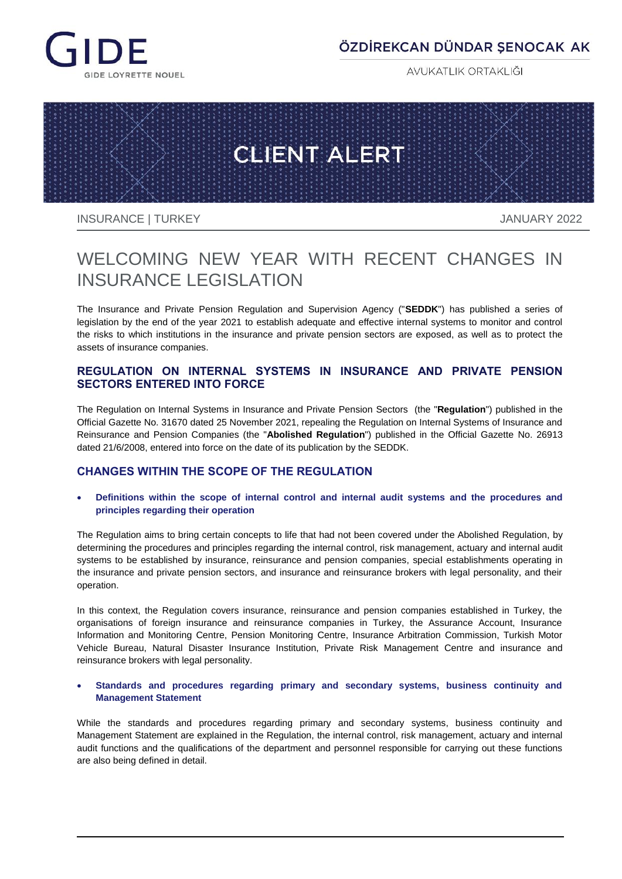GIDE

GIDE LOYRETTE NOUEL

ÖZDİREKCAN DÜNDAR ŞENOCAK AK

AVUKATLIK ORTAKLIĞI

CLIENT ALERT

INSURANCE | TURKEY

JANUARY 2022

# WELCOMING NEW YEAR WITH RECENT CHANGES IN INSURANCE LEGISLATION

The Insurance and Private Pension Regulation and Supervision Agency ("**SEDDK**") has published a series of legislation by the end of the year 2021 to establish adequate and effective internal systems to monitor and control the risks to which institutions in the insurance and private pension sectors are exposed, as well as to protect the assets of insurance companies.

## REGULATION ON INTERNAL SYSTEMS IN INSURANCE AND PRIVATE PENSION SECTORS ENTERED INTO FORCE

The Regulation on Internal Systems in Insurance and Private Pension Sectors (the "**Regulation**") published in the Official Gazette No. 31670 dated 25 November 2021, repealing the Regulation on Internal Systems of Insurance and Reinsurance and Pension Companies (the "**Abolished Regulation**") published in the Official Gazette No. 26913 dated 21/6/2008, entered into force on the date of its publication by the SEDDK.

## CHANGES WITHIN THE SCOPE OF THE REGULATION

- **Definitions within the scope of internal control and internal audit systems and the procedures and principles regarding their operation**

The Regulation aims to bring certain concepts to life that had not been covered under the Abolished Regulation, by determining the procedures and principles regarding the internal control, risk management, actuary and internal audit systems to be established by insurance, reinsurance and pension companies, special establishments operating in the insurance and private pension sectors, and insurance and reinsurance brokers with legal personality, and their operation.

In this context, the Regulation covers insurance, reinsurance and pension companies established in Turkey, the organisations of foreign insurance and reinsurance companies in Turkey, the Assurance Account, Insurance Information and Monitoring Centre, Pension Monitoring Centre, Insurance Arbitration Commission, Turkish Motor Vehicle Bureau, Natural Disaster Insurance Institution, Private Risk Management Centre and insurance and reinsurance brokers with legal personality.

- **Standards and procedures regarding primary and secondary systems, business continuity and Management Statement**

While the standards and procedures regarding primary and secondary systems, business continuity and Management Statement are explained in the Regulation, the internal control, risk management, actuary and internal audit functions and the qualifications of the department and personnel responsible for carrying out these functions are also being defined in detail.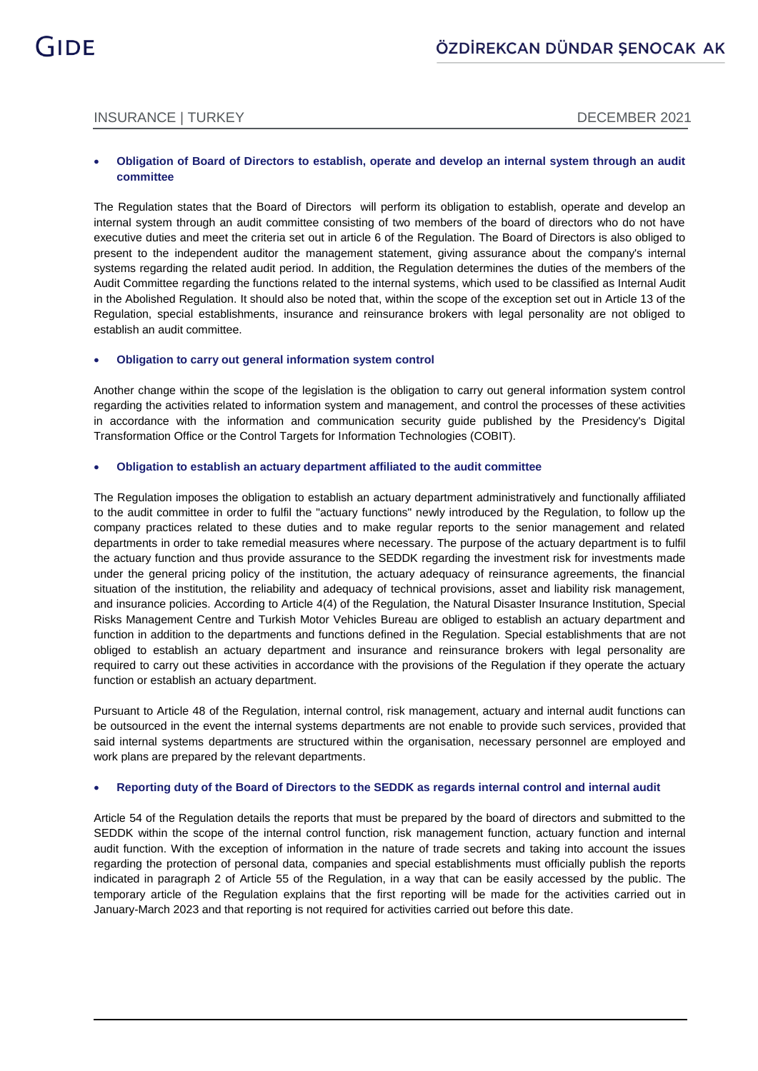- **Obligation of Board of Directors to establish, operate and develop an internal system through an audit committee**

The Regulation states that the Board of Directors will perform its obligation to establish, operate and develop an internal system through an audit committee consisting of two members of the board of directors who do not have executive duties and meet the criteria set out in article 6 of the Regulation. The Board of Directors is also obliged to present to the independent auditor the management statement, giving assurance about the company's internal systems regarding the related audit period. In addition, the Regulation determines the duties of the members of the Audit Committee regarding the functions related to the internal systems, which used to be classified as Internal Audit in the Abolished Regulation. It should also be noted that, within the scope of the exception set out in Article 13 of the Regulation, special establishments, insurance and reinsurance brokers with legal personality are not obliged to establish an audit committee.

- **Obligation to carry out general information system control**

Another change within the scope of the legislation is the obligation to carry out general information system control regarding the activities related to information system and management, and control the processes of these activities in accordance with the information and communication security guide published by the Presidency's Digital Transformation Office or the Control Targets for Information Technologies (COBIT).

- **Obligation to establish an actuary department affiliated to the audit committee**

The Regulation imposes the obligation to establish an actuary department administratively and functionally affiliated to the audit committee in order to fulfil the "actuary functions" newly introduced by the Regulation, to follow up the company practices related to these duties and to make regular reports to the senior management and related departments in order to take remedial measures where necessary. The purpose of the actuary department is to fulfil the actuary function and thus provide assurance to the SEDDK regarding the investment risk for investments made under the general pricing policy of the institution, the actuary adequacy of reinsurance agreements, the financial situation of the institution, the reliability and adequacy of technical provisions, asset and liability risk management, and insurance policies. According to Article 4(4) of the Regulation, the Natural Disaster Insurance Institution, Special Risks Management Centre and Turkish Motor Vehicles Bureau are obliged to establish an actuary department and function in addition to the departments and functions defined in the Regulation. Special establishments that are not obliged to establish an actuary department and insurance and reinsurance brokers with legal personality are required to carry out these activities in accordance with the provisions of the Regulation if they operate the actuary function or establish an actuary department.

Pursuant to Article 48 of the Regulation, internal control, risk management, actuary and internal audit functions can be outsourced in the event the internal systems departments are not enable to provide such services, provided that said internal systems departments are structured within the organisation, necessary personnel are employed and work plans are prepared by the relevant departments.

- **Reporting duty of the Board of Directors to the SEDDK as regards internal control and internal audit**

Article 54 of the Regulation details the reports that must be prepared by the board of directors and submitted to the SEDDK within the scope of the internal control function, risk management function, actuary function and internal audit function. With the exception of information in the nature of trade secrets and taking into account the issues regarding the protection of personal data, companies and special establishments must officially publish the reports indicated in paragraph 2 of Article 55 of the Regulation, in a way that can be easily accessed by the public. The temporary article of the Regulation explains that the first reporting will be made for the activities carried out in January-March 2023 and that reporting is not required for activities carried out before this date.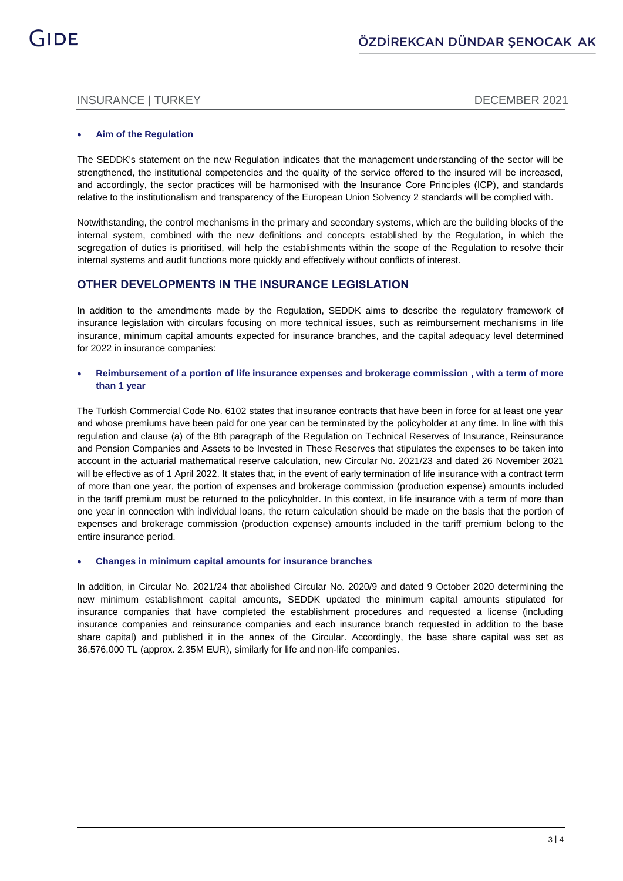- **Aim of the Regulation**

The SEDDK's statement on the new Regulation indicates that the management understanding of the sector will be strengthened, the institutional competencies and the quality of the service offered to the insured will be increased, and accordingly, the sector practices will be harmonised with the Insurance Core Principles (ICP), and standards relative to the institutionalism and transparency of the European Union Solvency 2 standards will be complied with.

Notwithstanding, the control mechanisms in the primary and secondary systems, which are the building blocks of the internal system, combined with the new definitions and concepts established by the Regulation, in which the segregation of duties is prioritised, will help the establishments within the scope of the Regulation to resolve their internal systems and audit functions more quickly and effectively without conflicts of interest.

## OTHER DEVELOPMENTS IN THE INSURANCE LEGISLATION

In addition to the amendments made by the Regulation, SEDDK aims to describe the regulatory framework of insurance legislation with circulars focusing on more technical issues, such as reimbursement mechanisms in life insurance, minimum capital amounts expected for insurance branches, and the capital adequacy level determined for 2022 in insurance companies:

- **Reimbursement of a portion of life insurance expenses and brokerage commission , with a term of more than 1 year**

The Turkish Commercial Code No. 6102 states that insurance contracts that have been in force for at least one year and whose premiums have been paid for one year can be terminated by the policyholder at any time. In line with this regulation and clause (a) of the 8th paragraph of the Regulation on Technical Reserves of Insurance, Reinsurance and Pension Companies and Assets to be Invested in These Reserves that stipulates the expenses to be taken into account in the actuarial mathematical reserve calculation, new Circular No. 2021/23 and dated 26 November 2021 will be effective as of 1 April 2022. It states that, in the event of early termination of life insurance with a contract term of more than one year, the portion of expenses and brokerage commission (production expense) amounts included in the tariff premium must be returned to the policyholder. In this context, in life insurance with a term of more than one year in connection with individual loans, the return calculation should be made on the basis that the portion of expenses and brokerage commission (production expense) amounts included in the tariff premium belong to the entire insurance period.

- **Changes in minimum capital amounts for insurance branches**

In addition, in Circular No. 2021/24 that abolished Circular No. 2020/9 and dated 9 October 2020 determining the new minimum establishment capital amounts, SEDDK updated the minimum capital amounts stipulated for insurance companies that have completed the establishment procedures and requested a license (including insurance companies and reinsurance companies and each insurance branch requested in addition to the base share capital) and published it in the annex of the Circular. Accordingly, the base share capital was set as 36,576,000 TL (approx. 2.35M EUR), similarly for life and non-life companies.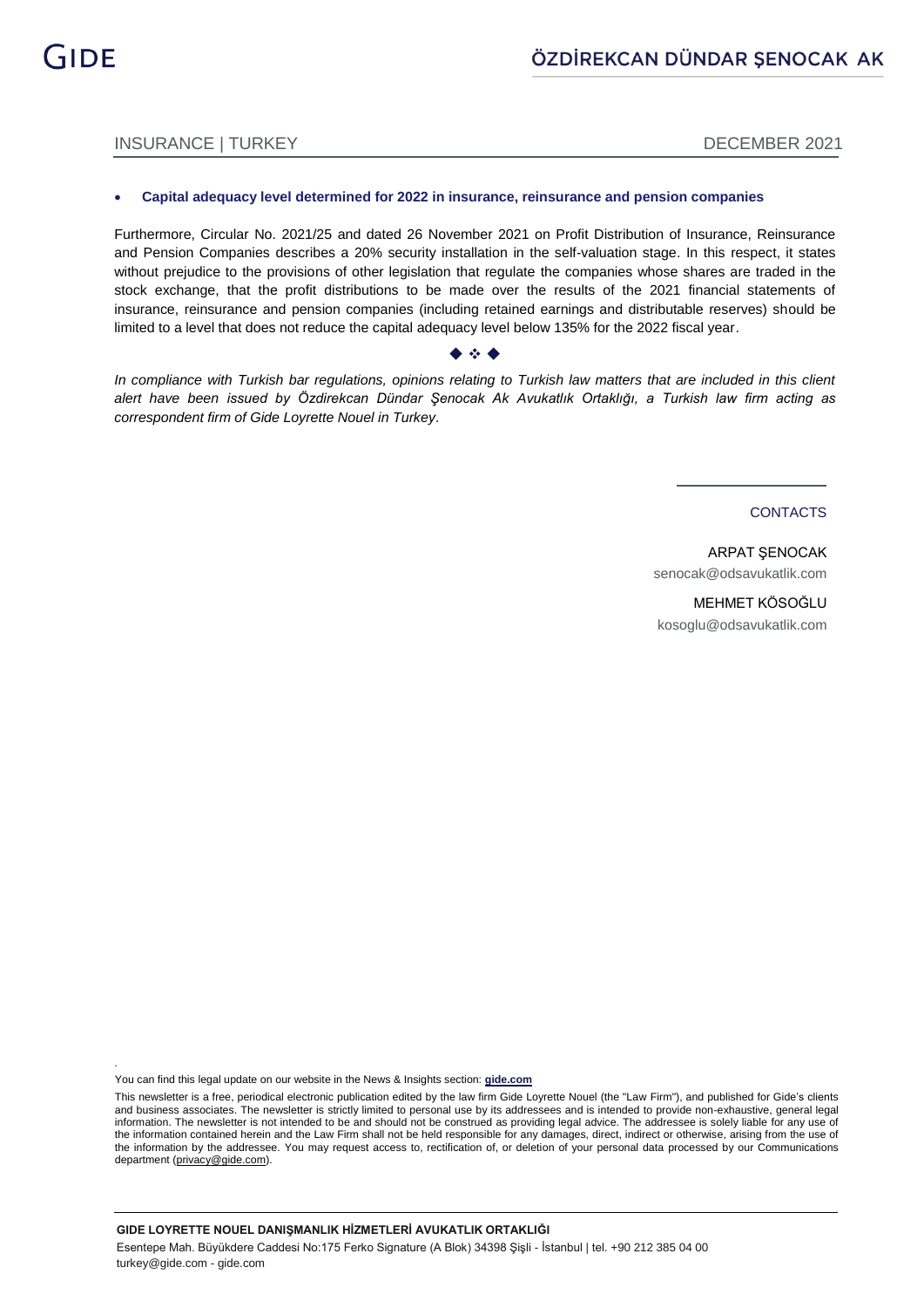- **Capital adequacy level determined for 2022 in insurance, reinsurance and pension companies**

Furthermore, Circular No. 2021/25 and dated 26 November 2021 on Profit Distribution of Insurance, Reinsurance and Pension Companies describes a 20% security installation in the self-valuation stage. In this respect, it states without prejudice to the provisions of other legislation that regulate the companies whose shares are traded in the stock exchange, that the profit distributions to be made over the results of the 2021 financial statements of insurance, reinsurance and pension companies (including retained earnings and distributable reserves) should be limited to a level that does not reduce the capital adequacy level below 135% for the 2022 fiscal year.

◆ ❖ ◆

*In compliance with Turkish bar regulations, opinions relating to Turkish law matters that are included in this client alert have been issued by Özdirekcan Dündar Şenocak Ak Avukatlık Ortaklığı, a Turkish law firm acting as correspondent firm of Gide Loyrette Nouel in Turkey.*

CONTACTS

ARPAT ŞENOCAK
senocak@odsavukatlik.com

MEHMET KÖSOĞLU
kosoglu@odsavukatlik.com

You can find this legal update on our website in the News & Insights section: **gide.com**

This newsletter is a free, periodical electronic publication edited by the law firm Gide Loyrette Nouel (the "Law Firm"), and published for Gide's clients and business associates. The newsletter is strictly limited to personal use by its addressees and is intended to provide non-exhaustive, general legal information. The newsletter is not intended to be and should not be construed as providing legal advice. The addressee is solely liable for any use of the information contained herein and the Law Firm shall not be held responsible for any damages, direct, indirect or otherwise, arising from the use of the information by the addressee. You may request access to, rectification of, or deletion of your personal data processed by our Communications department (privacy@gide.com).

**GIDE LOYRETTE NOUEL DANIŞMANLIK HİZMETLERİ AVUKATLIK ORTAKLIĞI**
Esentepe Mah. Büyükdere Caddesi No:175 Ferko Signature (A Blok) 34398 Şişli - İstanbul | tel. +90 212 385 04 00
turkey@gide.com - gide.com